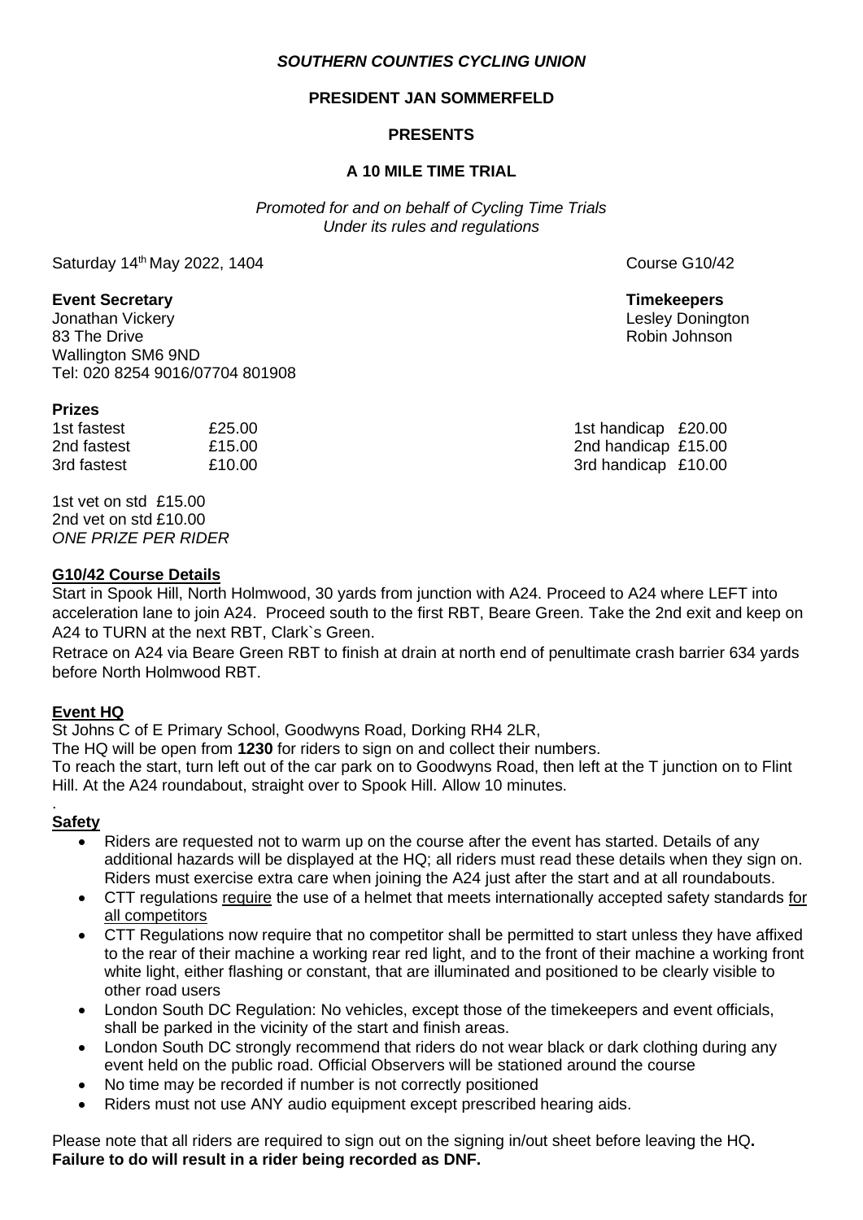***SOUTHERN COUNTIES CYCLING UNION***

**PRESIDENT JAN SOMMERFELD**

**PRESENTS**

**A 10 MILE TIME TRIAL**

*Promoted for and on behalf of Cycling Time Trials*
*Under its rules and regulations*

Saturday 14th May 2022, 1404

Course G10/42

**Event Secretary**
Jonathan Vickery
83 The Drive
Wallington SM6 9ND
Tel: 020 8254 9016/07704 801908

**Timekeepers**
Lesley Donington
Robin Johnson

**Prizes**

| | | | |
|---|---|---|---|
| 1st fastest | £25.00 | 1st handicap | £20.00 |
| 2nd fastest | £15.00 | 2nd handicap | £15.00 |
| 3rd fastest | £10.00 | 3rd handicap | £10.00 |

1st vet on std £15.00
2nd vet on std £10.00
*ONE PRIZE PER RIDER*

## G10/42 Course Details

Start in Spook Hill, North Holmwood, 30 yards from junction with A24. Proceed to A24 where LEFT into acceleration lane to join A24. Proceed south to the first RBT, Beare Green. Take the 2nd exit and keep on A24 to TURN at the next RBT, Clark`s Green.

Retrace on A24 via Beare Green RBT to finish at drain at north end of penultimate crash barrier 634 yards before North Holmwood RBT.

## Event HQ

St Johns C of E Primary School, Goodwyns Road, Dorking RH4 2LR,
The HQ will be open from **1230** for riders to sign on and collect their numbers.
To reach the start, turn left out of the car park on to Goodwyns Road, then left at the T junction on to Flint Hill. At the A24 roundabout, straight over to Spook Hill. Allow 10 minutes.

## Safety

- Riders are requested not to warm up on the course after the event has started. Details of any additional hazards will be displayed at the HQ; all riders must read these details when they sign on. Riders must exercise extra care when joining the A24 just after the start and at all roundabouts.
- CTT regulations require the use of a helmet that meets internationally accepted safety standards for all competitors
- CTT Regulations now require that no competitor shall be permitted to start unless they have affixed to the rear of their machine a working rear red light, and to the front of their machine a working front white light, either flashing or constant, that are illuminated and positioned to be clearly visible to other road users
- London South DC Regulation: No vehicles, except those of the timekeepers and event officials, shall be parked in the vicinity of the start and finish areas.
- London South DC strongly recommend that riders do not wear black or dark clothing during any event held on the public road. Official Observers will be stationed around the course
- No time may be recorded if number is not correctly positioned
- Riders must not use ANY audio equipment except prescribed hearing aids.

Please note that all riders are required to sign out on the signing in/out sheet before leaving the HQ**.**
**Failure to do will result in a rider being recorded as DNF.**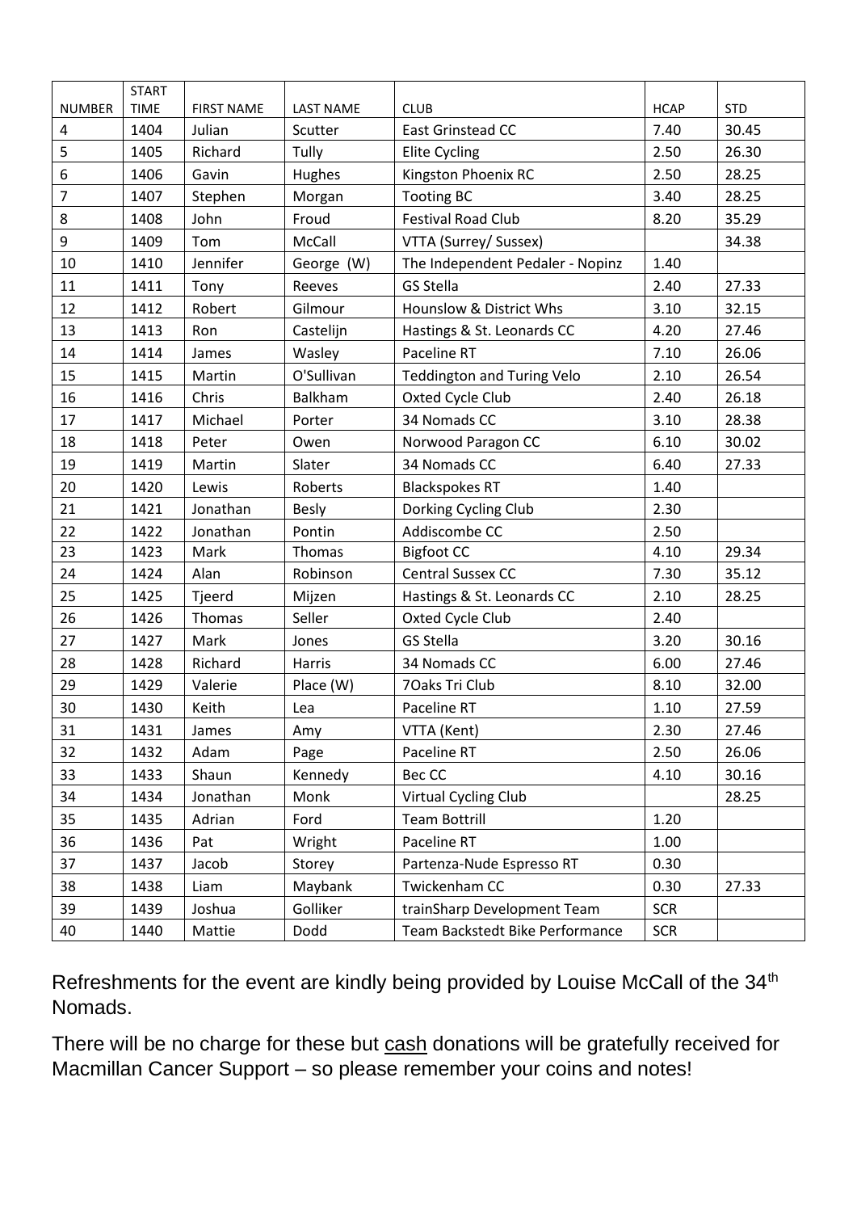| NUMBER | START TIME | FIRST NAME | LAST NAME | CLUB | HCAP | STD |
|---|---|---|---|---|---|---|
| 4 | 1404 | Julian | Scutter | East Grinstead CC | 7.40 | 30.45 |
| 5 | 1405 | Richard | Tully | Elite Cycling | 2.50 | 26.30 |
| 6 | 1406 | Gavin | Hughes | Kingston Phoenix RC | 2.50 | 28.25 |
| 7 | 1407 | Stephen | Morgan | Tooting BC | 3.40 | 28.25 |
| 8 | 1408 | John | Froud | Festival Road Club | 8.20 | 35.29 |
| 9 | 1409 | Tom | McCall | VTTA (Surrey/ Sussex) | | 34.38 |
| 10 | 1410 | Jennifer | George (W) | The Independent Pedaler - Nopinz | 1.40 | |
| 11 | 1411 | Tony | Reeves | GS Stella | 2.40 | 27.33 |
| 12 | 1412 | Robert | Gilmour | Hounslow & District Whs | 3.10 | 32.15 |
| 13 | 1413 | Ron | Castelijn | Hastings & St. Leonards CC | 4.20 | 27.46 |
| 14 | 1414 | James | Wasley | Paceline RT | 7.10 | 26.06 |
| 15 | 1415 | Martin | O'Sullivan | Teddington and Turing Velo | 2.10 | 26.54 |
| 16 | 1416 | Chris | Balkham | Oxted Cycle Club | 2.40 | 26.18 |
| 17 | 1417 | Michael | Porter | 34 Nomads CC | 3.10 | 28.38 |
| 18 | 1418 | Peter | Owen | Norwood Paragon CC | 6.10 | 30.02 |
| 19 | 1419 | Martin | Slater | 34 Nomads CC | 6.40 | 27.33 |
| 20 | 1420 | Lewis | Roberts | Blackspokes RT | 1.40 | |
| 21 | 1421 | Jonathan | Besly | Dorking Cycling Club | 2.30 | |
| 22 | 1422 | Jonathan | Pontin | Addiscombe CC | 2.50 | |
| 23 | 1423 | Mark | Thomas | Bigfoot CC | 4.10 | 29.34 |
| 24 | 1424 | Alan | Robinson | Central Sussex CC | 7.30 | 35.12 |
| 25 | 1425 | Tjeerd | Mijzen | Hastings & St. Leonards CC | 2.10 | 28.25 |
| 26 | 1426 | Thomas | Seller | Oxted Cycle Club | 2.40 | |
| 27 | 1427 | Mark | Jones | GS Stella | 3.20 | 30.16 |
| 28 | 1428 | Richard | Harris | 34 Nomads CC | 6.00 | 27.46 |
| 29 | 1429 | Valerie | Place (W) | 7Oaks Tri Club | 8.10 | 32.00 |
| 30 | 1430 | Keith | Lea | Paceline RT | 1.10 | 27.59 |
| 31 | 1431 | James | Amy | VTTA (Kent) | 2.30 | 27.46 |
| 32 | 1432 | Adam | Page | Paceline RT | 2.50 | 26.06 |
| 33 | 1433 | Shaun | Kennedy | Bec CC | 4.10 | 30.16 |
| 34 | 1434 | Jonathan | Monk | Virtual Cycling Club | | 28.25 |
| 35 | 1435 | Adrian | Ford | Team Bottrill | 1.20 | |
| 36 | 1436 | Pat | Wright | Paceline RT | 1.00 | |
| 37 | 1437 | Jacob | Storey | Partenza-Nude Espresso RT | 0.30 | |
| 38 | 1438 | Liam | Maybank | Twickenham CC | 0.30 | 27.33 |
| 39 | 1439 | Joshua | Golliker | trainSharp Development Team | SCR | |
| 40 | 1440 | Mattie | Dodd | Team Backstedt Bike Performance | SCR | |

Refreshments for the event are kindly being provided by Louise McCall of the 34th Nomads.

There will be no charge for these but cash donations will be gratefully received for Macmillan Cancer Support – so please remember your coins and notes!